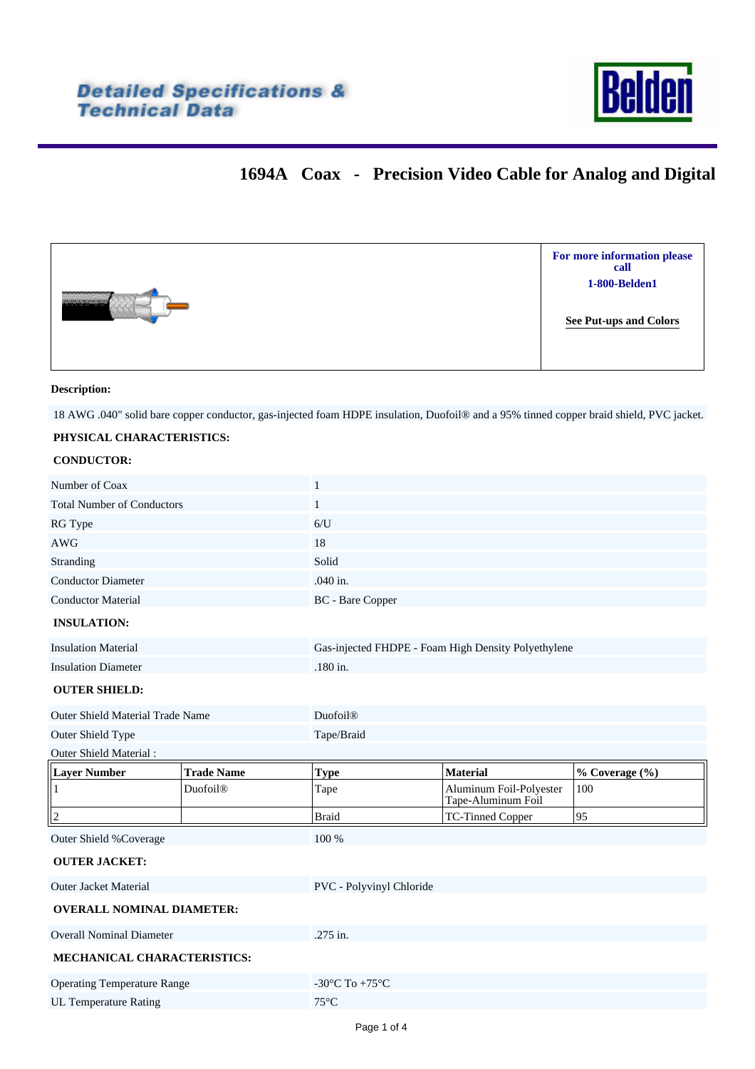Detailed Specifications & Technical Data

Belden

# 1694A Coax - Precision Video Cable for Analog and Digital

For more information please call

1-800-Belden1

See Put-ups and Colors

**Description:**

18 AWG .040" solid bare copper conductor, gas-injected foam HDPE insulation, Duofoil® and a 95% tinned copper braid shield, PVC jacket.

**PHYSICAL CHARACTERISTICS:**

**CONDUCTOR:**

| | |
|---|---|
| Number of Coax | 1 |
| Total Number of Conductors | 1 |
| RG Type | 6/U |
| AWG | 18 |
| Stranding | Solid |
| Conductor Diameter | .040 in. |
| Conductor Material | BC - Bare Copper |

**INSULATION:**

| | |
|---|---|
| Insulation Material | Gas-injected FHDPE - Foam High Density Polyethylene |
| Insulation Diameter | .180 in. |

**OUTER SHIELD:**

| | |
|---|---|
| Outer Shield Material Trade Name | Duofoil® |
| Outer Shield Type | Tape/Braid |

Outer Shield Material :

| Layer Number | Trade Name | Type | Material | % Coverage (%) |
|---|---|---|---|---|
| 1 | Duofoil® | Tape | Aluminum Foil-Polyester Tape-Aluminum Foil | 100 |
| 2 | | Braid | TC-Tinned Copper | 95 |

| | |
|---|---|
| Outer Shield %Coverage | 100 % |

**OUTER JACKET:**

| | |
|---|---|
| Outer Jacket Material | PVC - Polyvinyl Chloride |

**OVERALL NOMINAL DIAMETER:**

| | |
|---|---|
| Overall Nominal Diameter | .275 in. |

**MECHANICAL CHARACTERISTICS:**

| | |
|---|---|
| Operating Temperature Range | -30°C To +75°C |
| UL Temperature Rating | 75°C |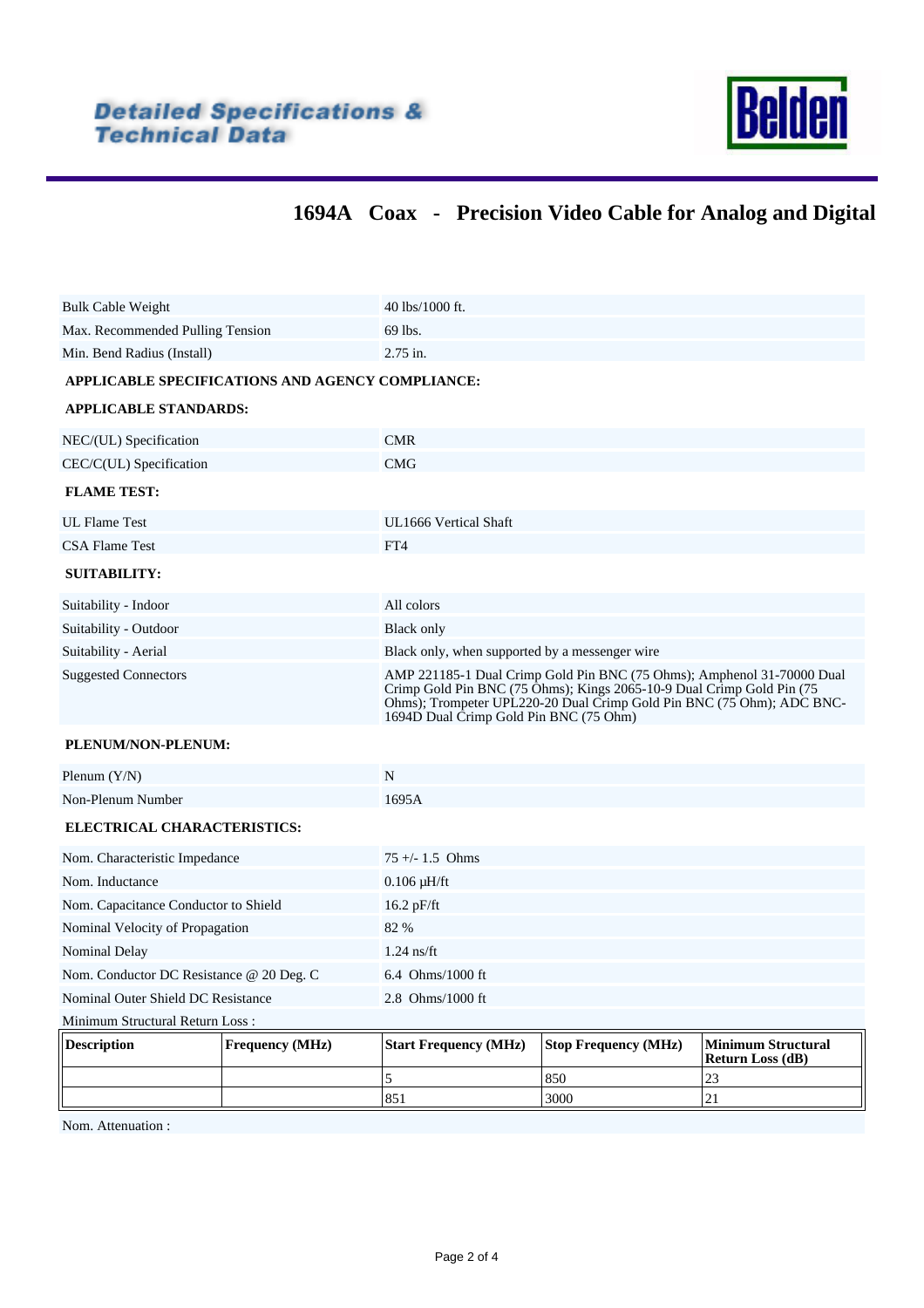# Detailed Specifications & Technical Data

## 1694A Coax - Precision Video Cable for Analog and Digital

| | |
|---|---|
| Bulk Cable Weight | 40 lbs/1000 ft. |
| Max. Recommended Pulling Tension | 69 lbs. |
| Min. Bend Radius (Install) | 2.75 in. |

**APPLICABLE SPECIFICATIONS AND AGENCY COMPLIANCE:**

**APPLICABLE STANDARDS:**

| | |
|---|---|
| NEC/(UL) Specification | CMR |
| CEC/C(UL) Specification | CMG |

**FLAME TEST:**

| | |
|---|---|
| UL Flame Test | UL1666 Vertical Shaft |
| CSA Flame Test | FT4 |

**SUITABILITY:**

| | |
|---|---|
| Suitability - Indoor | All colors |
| Suitability - Outdoor | Black only |
| Suitability - Aerial | Black only, when supported by a messenger wire |
| Suggested Connectors | AMP 221185-1 Dual Crimp Gold Pin BNC (75 Ohms); Amphenol 31-70000 Dual Crimp Gold Pin BNC (75 Ohms); Kings 2065-10-9 Dual Crimp Gold Pin (75 Ohms); Trompeter UPL220-20 Dual Crimp Gold Pin BNC (75 Ohm); ADC BNC-1694D Dual Crimp Gold Pin BNC (75 Ohm) |

**PLENUM/NON-PLENUM:**

| | |
|---|---|
| Plenum (Y/N) | N |
| Non-Plenum Number | 1695A |

**ELECTRICAL CHARACTERISTICS:**

| | |
|---|---|
| Nom. Characteristic Impedance | 75 +/- 1.5 Ohms |
| Nom. Inductance | 0.106 µH/ft |
| Nom. Capacitance Conductor to Shield | 16.2 pF/ft |
| Nominal Velocity of Propagation | 82 % |
| Nominal Delay | 1.24 ns/ft |
| Nom. Conductor DC Resistance @ 20 Deg. C | 6.4 Ohms/1000 ft |
| Nominal Outer Shield DC Resistance | 2.8 Ohms/1000 ft |

Minimum Structural Return Loss :

| Description | Frequency (MHz) | Start Frequency (MHz) | Stop Frequency (MHz) | Minimum Structural Return Loss (dB) |
|---|---|---|---|---|
| | | 5 | 850 | 23 |
| | | 851 | 3000 | 21 |

Nom. Attenuation :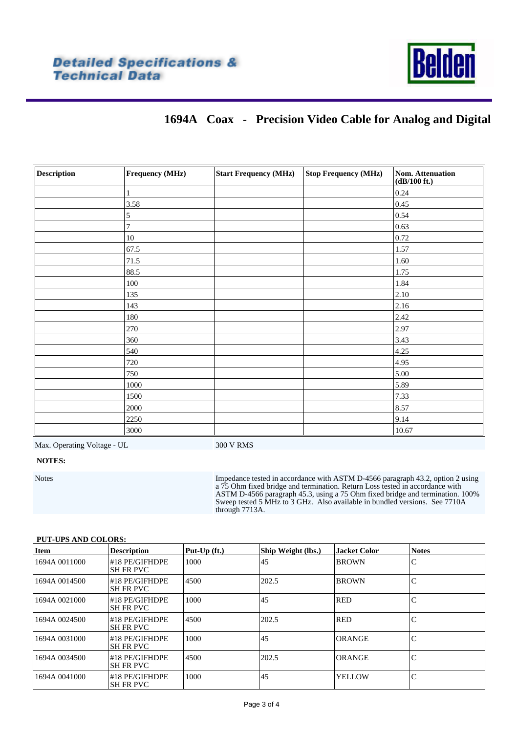Detailed Specifications & Technical Data

# 1694A Coax - Precision Video Cable for Analog and Digital

| Description | Frequency (MHz) | Start Frequency (MHz) | Stop Frequency (MHz) | Nom. Attenuation (dB/100 ft.) |
|---|---|---|---|---|
| | 1 | | | 0.24 |
| | 3.58 | | | 0.45 |
| | 5 | | | 0.54 |
| | 7 | | | 0.63 |
| | 10 | | | 0.72 |
| | 67.5 | | | 1.57 |
| | 71.5 | | | 1.60 |
| | 88.5 | | | 1.75 |
| | 100 | | | 1.84 |
| | 135 | | | 2.10 |
| | 143 | | | 2.16 |
| | 180 | | | 2.42 |
| | 270 | | | 2.97 |
| | 360 | | | 3.43 |
| | 540 | | | 4.25 |
| | 720 | | | 4.95 |
| | 750 | | | 5.00 |
| | 1000 | | | 5.89 |
| | 1500 | | | 7.33 |
| | 2000 | | | 8.57 |
| | 2250 | | | 9.14 |
| | 3000 | | | 10.67 |

| | |
|---|---|
| Max. Operating Voltage - UL | 300 V RMS |

**NOTES:**

| | |
|---|---|
| Notes | Impedance tested in accordance with ASTM D-4566 paragraph 43.2, option 2 using a 75 Ohm fixed bridge and termination. Return Loss tested in accordance with ASTM D-4566 paragraph 45.3, using a 75 Ohm fixed bridge and termination. 100% Sweep tested 5 MHz to 3 GHz. Also available in bundled versions. See 7710A through 7713A. |

**PUT-UPS AND COLORS:**

| Item | Description | Put-Up (ft.) | Ship Weight (lbs.) | Jacket Color | Notes |
|---|---|---|---|---|---|
| 1694A 0011000 | #18 PE/GIFHDPE SH FR PVC | 1000 | 45 | BROWN | C |
| 1694A 0014500 | #18 PE/GIFHDPE SH FR PVC | 4500 | 202.5 | BROWN | C |
| 1694A 0021000 | #18 PE/GIFHDPE SH FR PVC | 1000 | 45 | RED | C |
| 1694A 0024500 | #18 PE/GIFHDPE SH FR PVC | 4500 | 202.5 | RED | C |
| 1694A 0031000 | #18 PE/GIFHDPE SH FR PVC | 1000 | 45 | ORANGE | C |
| 1694A 0034500 | #18 PE/GIFHDPE SH FR PVC | 4500 | 202.5 | ORANGE | C |
| 1694A 0041000 | #18 PE/GIFHDPE SH FR PVC | 1000 | 45 | YELLOW | C |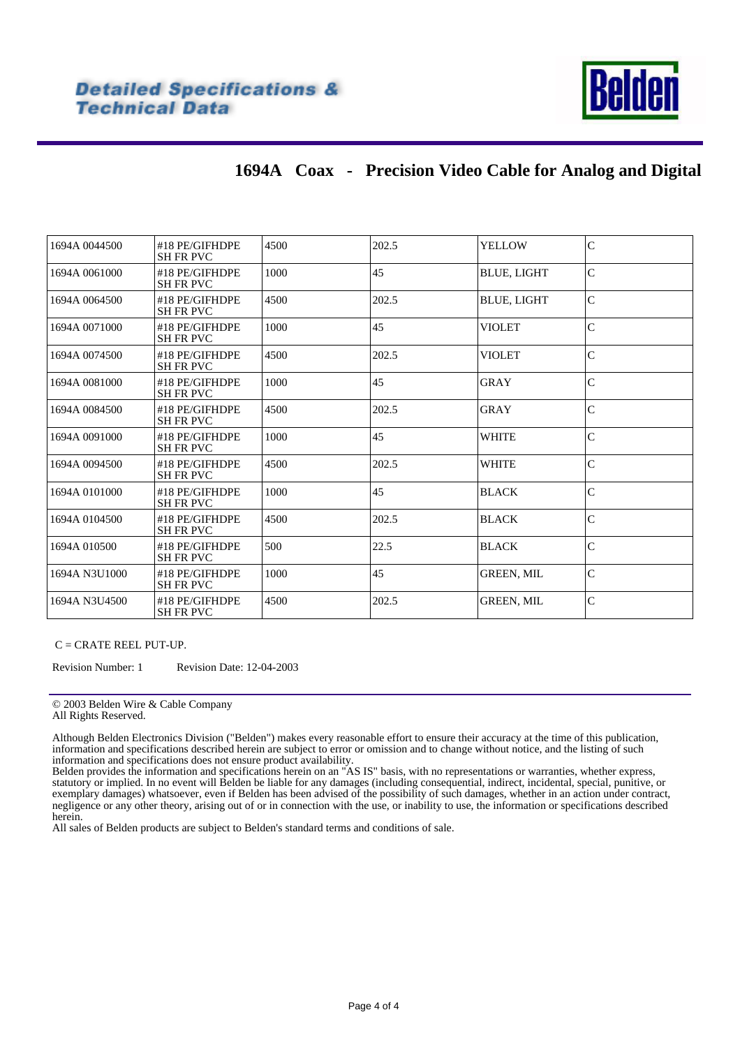**Detailed Specifications & Technical Data**

# 1694A Coax - Precision Video Cable for Analog and Digital

| | | | | | |
|---|---|---|---|---|---|
| 1694A 0044500 | #18 PE/GIFHDPE SH FR PVC | 4500 | 202.5 | YELLOW | C |
| 1694A 0061000 | #18 PE/GIFHDPE SH FR PVC | 1000 | 45 | BLUE, LIGHT | C |
| 1694A 0064500 | #18 PE/GIFHDPE SH FR PVC | 4500 | 202.5 | BLUE, LIGHT | C |
| 1694A 0071000 | #18 PE/GIFHDPE SH FR PVC | 1000 | 45 | VIOLET | C |
| 1694A 0074500 | #18 PE/GIFHDPE SH FR PVC | 4500 | 202.5 | VIOLET | C |
| 1694A 0081000 | #18 PE/GIFHDPE SH FR PVC | 1000 | 45 | GRAY | C |
| 1694A 0084500 | #18 PE/GIFHDPE SH FR PVC | 4500 | 202.5 | GRAY | C |
| 1694A 0091000 | #18 PE/GIFHDPE SH FR PVC | 1000 | 45 | WHITE | C |
| 1694A 0094500 | #18 PE/GIFHDPE SH FR PVC | 4500 | 202.5 | WHITE | C |
| 1694A 0101000 | #18 PE/GIFHDPE SH FR PVC | 1000 | 45 | BLACK | C |
| 1694A 0104500 | #18 PE/GIFHDPE SH FR PVC | 4500 | 202.5 | BLACK | C |
| 1694A 010500 | #18 PE/GIFHDPE SH FR PVC | 500 | 22.5 | BLACK | C |
| 1694A N3U1000 | #18 PE/GIFHDPE SH FR PVC | 1000 | 45 | GREEN, MIL | C |
| 1694A N3U4500 | #18 PE/GIFHDPE SH FR PVC | 4500 | 202.5 | GREEN, MIL | C |

C = CRATE REEL PUT-UP.

Revision Number: 1 Revision Date: 12-04-2003

© 2003 Belden Wire & Cable Company
All Rights Reserved.

Although Belden Electronics Division ("Belden") makes every reasonable effort to ensure their accuracy at the time of this publication, information and specifications described herein are subject to error or omission and to change without notice, and the listing of such information and specifications does not ensure product availability.
Belden provides the information and specifications herein on an "AS IS" basis, with no representations or warranties, whether express, statutory or implied. In no event will Belden be liable for any damages (including consequential, indirect, incidental, special, punitive, or exemplary damages) whatsoever, even if Belden has been advised of the possibility of such damages, whether in an action under contract, negligence or any other theory, arising out of or in connection with the use, or inability to use, the information or specifications described herein.
All sales of Belden products are subject to Belden's standard terms and conditions of sale.